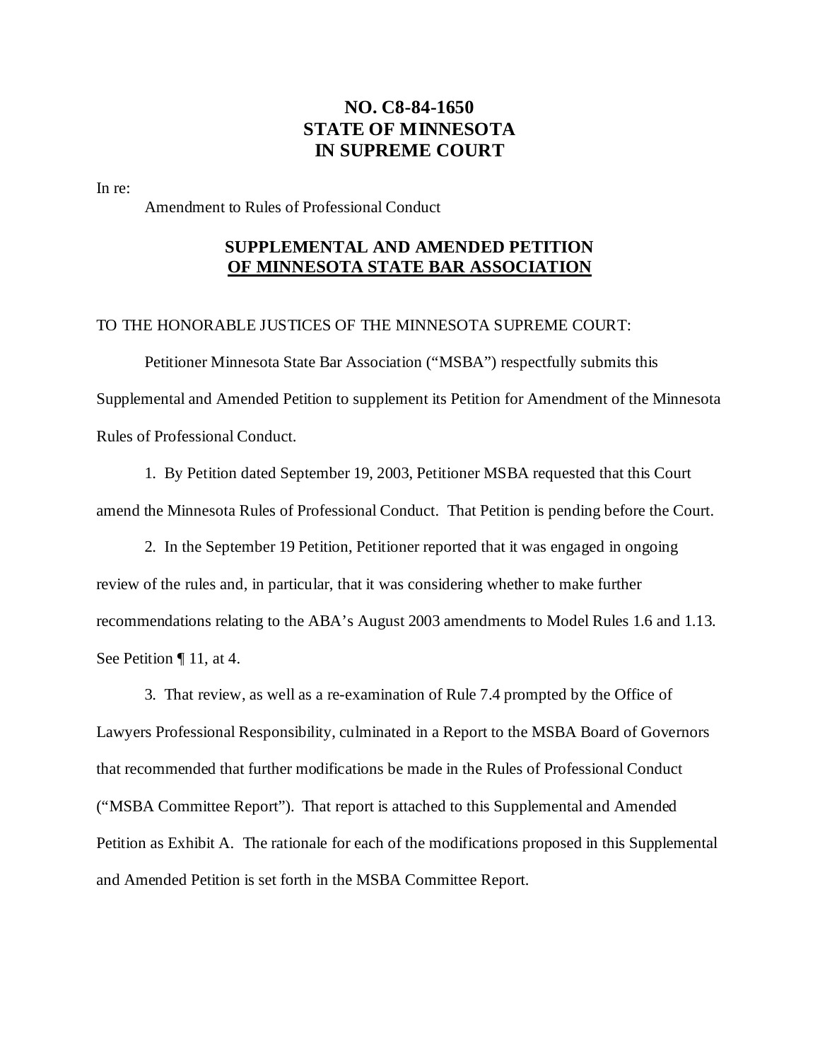**NO. C8-84-1650**
**STATE OF MINNESOTA**
**IN SUPREME COURT**

In re:

Amendment to Rules of Professional Conduct

## SUPPLEMENTAL AND AMENDED PETITION OF MINNESOTA STATE BAR ASSOCIATION

TO THE HONORABLE JUSTICES OF THE MINNESOTA SUPREME COURT:

Petitioner Minnesota State Bar Association ("MSBA") respectfully submits this Supplemental and Amended Petition to supplement its Petition for Amendment of the Minnesota Rules of Professional Conduct.

1. By Petition dated September 19, 2003, Petitioner MSBA requested that this Court amend the Minnesota Rules of Professional Conduct. That Petition is pending before the Court.

2. In the September 19 Petition, Petitioner reported that it was engaged in ongoing review of the rules and, in particular, that it was considering whether to make further recommendations relating to the ABA's August 2003 amendments to Model Rules 1.6 and 1.13. See Petition ¶ 11, at 4.

3. That review, as well as a re-examination of Rule 7.4 prompted by the Office of Lawyers Professional Responsibility, culminated in a Report to the MSBA Board of Governors that recommended that further modifications be made in the Rules of Professional Conduct ("MSBA Committee Report"). That report is attached to this Supplemental and Amended Petition as Exhibit A. The rationale for each of the modifications proposed in this Supplemental and Amended Petition is set forth in the MSBA Committee Report.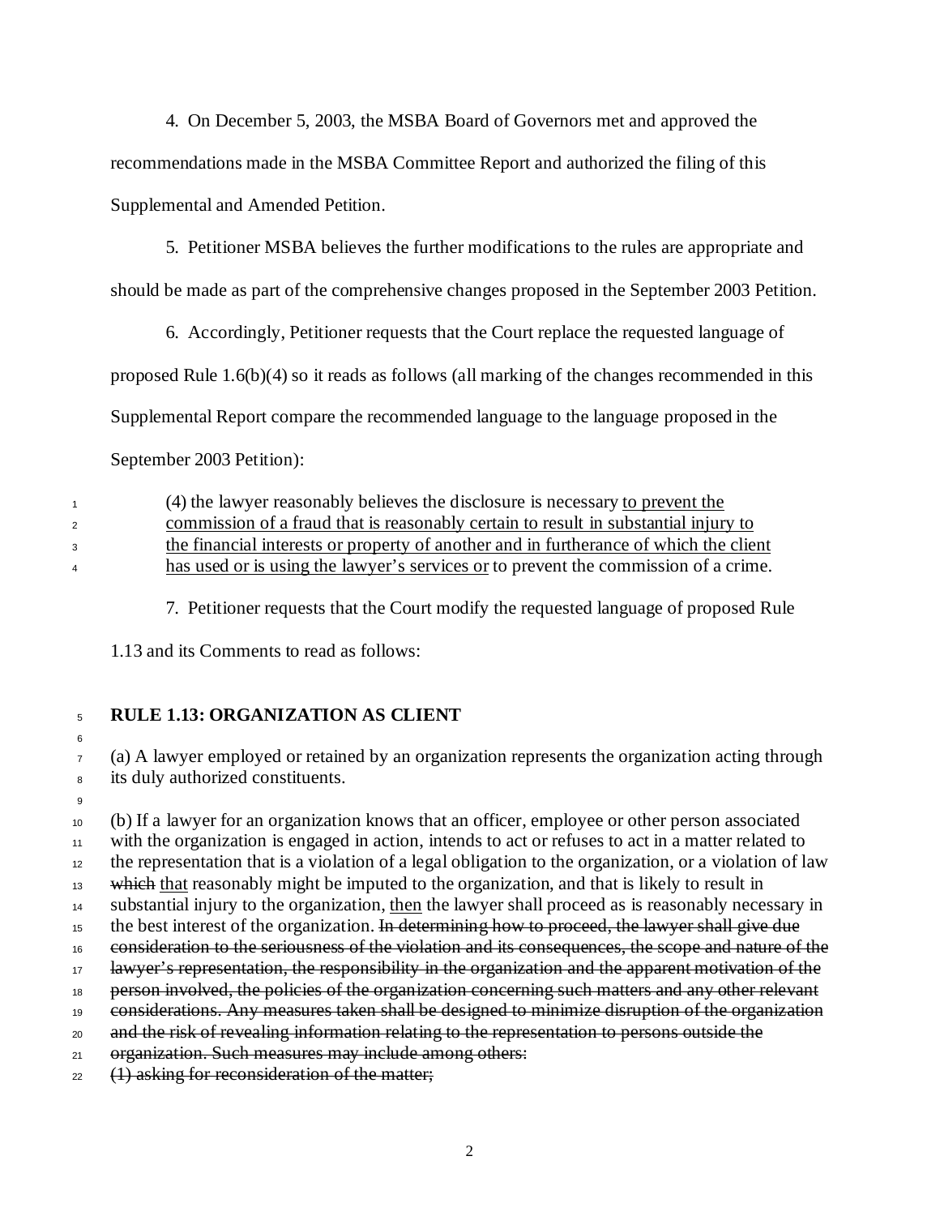4. On December 5, 2003, the MSBA Board of Governors met and approved the recommendations made in the MSBA Committee Report and authorized the filing of this Supplemental and Amended Petition.

5. Petitioner MSBA believes the further modifications to the rules are appropriate and should be made as part of the comprehensive changes proposed in the September 2003 Petition.

6. Accordingly, Petitioner requests that the Court replace the requested language of proposed Rule 1.6(b)(4) so it reads as follows (all marking of the changes recommended in this Supplemental Report compare the recommended language to the language proposed in the September 2003 Petition):

> 1 (4) the lawyer reasonably believes the disclosure is necessary <u>to prevent the</u>
> 2 <u>commission of a fraud that is reasonably certain to result in substantial injury to</u>
> 3 <u>the financial interests or property of another and in furtherance of which the client</u>
> 4 <u>has used or is using the lawyer's services or</u> to prevent the commission of a crime.

7. Petitioner requests that the Court modify the requested language of proposed Rule 1.13 and its Comments to read as follows:

5 **RULE 1.13: ORGANIZATION AS CLIENT**

6

7 (a) A lawyer employed or retained by an organization represents the organization acting through
8 its duly authorized constituents.

9

10 (b) If a lawyer for an organization knows that an officer, employee or other person associated
11 with the organization is engaged in action, intends to act or refuses to act in a matter related to
12 the representation that is a violation of a legal obligation to the organization, or a violation of law
13 ~~which~~ <u>that</u> reasonably might be imputed to the organization, and that is likely to result in
14 substantial injury to the organization, <u>then</u> the lawyer shall proceed as is reasonably necessary in
15 the best interest of the organization. ~~In determining how to proceed, the lawyer shall give due~~
16 ~~consideration to the seriousness of the violation and its consequences, the scope and nature of the~~
17 ~~lawyer's representation, the responsibility in the organization and the apparent motivation of the~~
18 ~~person involved, the policies of the organization concerning such matters and any other relevant~~
19 ~~considerations. Any measures taken shall be designed to minimize disruption of the organization~~
20 ~~and the risk of revealing information relating to the representation to persons outside the~~
21 ~~organization. Such measures may include among others:~~
22 ~~(1) asking for reconsideration of the matter;~~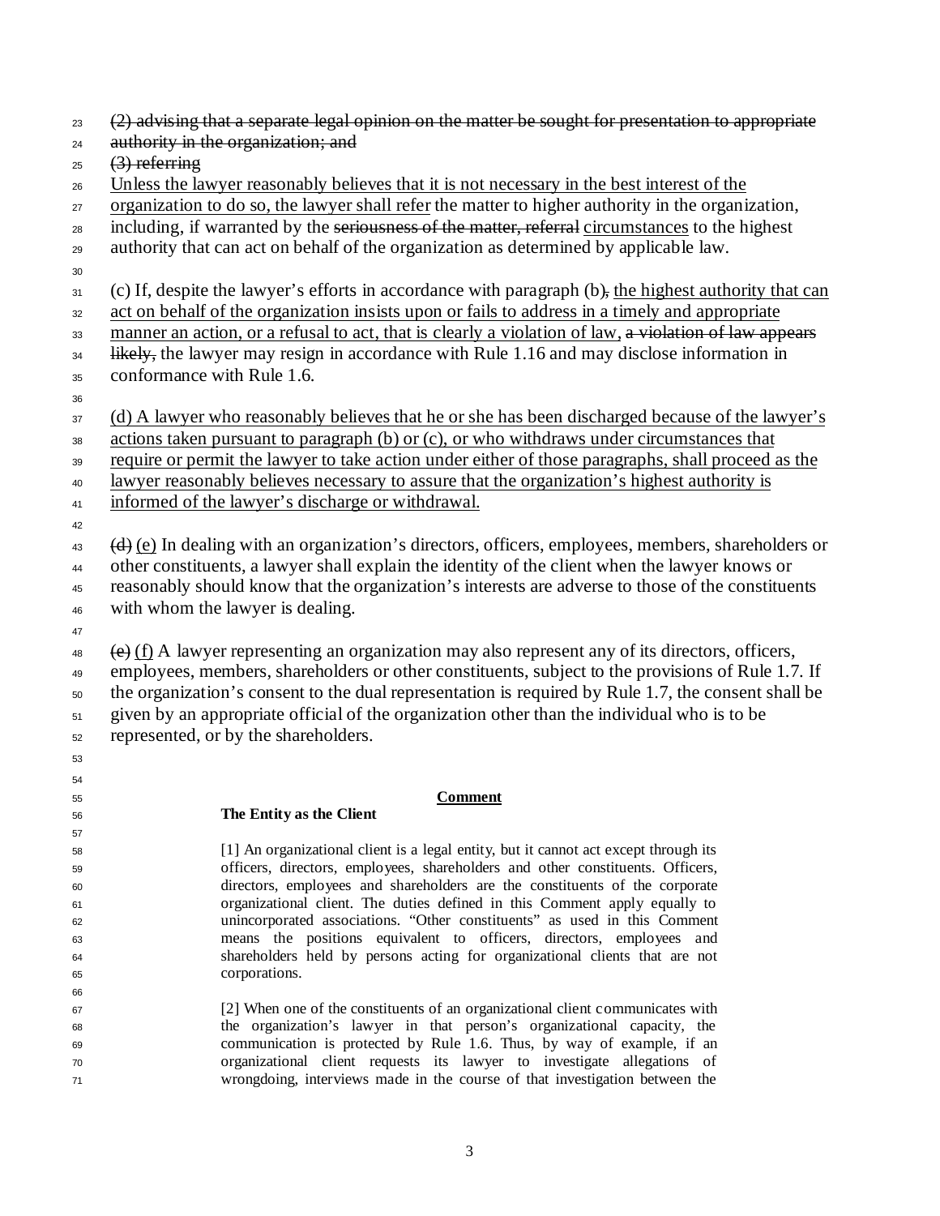~~(2) advising that a separate legal opinion on the matter be sought for presentation to appropriate authority in the organization; and~~

~~(3) referring~~

<u>Unless the lawyer reasonably believes that it is not necessary in the best interest of the organization to do so, the lawyer shall refer</u> the matter to higher authority in the organization, including, if warranted by the ~~seriousness of the matter, referral~~ <u>circumstances</u> to the highest authority that can act on behalf of the organization as determined by applicable law.

(c) If, despite the lawyer's efforts in accordance with paragraph (b)~~,~~ <u>the highest authority that can act on behalf of the organization insists upon or fails to address in a timely and appropriate manner an action, or a refusal to act, that is clearly a violation of law,</u> ~~a violation of law appears likely,~~ the lawyer may resign in accordance with Rule 1.16 and may disclose information in conformance with Rule 1.6.

<u>(d) A lawyer who reasonably believes that he or she has been discharged because of the lawyer's actions taken pursuant to paragraph (b) or (c), or who withdraws under circumstances that require or permit the lawyer to take action under either of those paragraphs, shall proceed as the lawyer reasonably believes necessary to assure that the organization's highest authority is informed of the lawyer's discharge or withdrawal.</u>

~~(d)~~ <u>(e)</u> In dealing with an organization's directors, officers, employees, members, shareholders or other constituents, a lawyer shall explain the identity of the client when the lawyer knows or reasonably should know that the organization's interests are adverse to those of the constituents with whom the lawyer is dealing.

~~(e)~~ <u>(f)</u> A lawyer representing an organization may also represent any of its directors, officers, employees, members, shareholders or other constituents, subject to the provisions of Rule 1.7. If the organization's consent to the dual representation is required by Rule 1.7, the consent shall be given by an appropriate official of the organization other than the individual who is to be represented, or by the shareholders.

## Comment

### The Entity as the Client

[1] An organizational client is a legal entity, but it cannot act except through its officers, directors, employees, shareholders and other constituents. Officers, directors, employees and shareholders are the constituents of the corporate organizational client. The duties defined in this Comment apply equally to unincorporated associations. "Other constituents" as used in this Comment means the positions equivalent to officers, directors, employees and shareholders held by persons acting for organizational clients that are not corporations.

[2] When one of the constituents of an organizational client communicates with the organization's lawyer in that person's organizational capacity, the communication is protected by Rule 1.6. Thus, by way of example, if an organizational client requests its lawyer to investigate allegations of wrongdoing, interviews made in the course of that investigation between the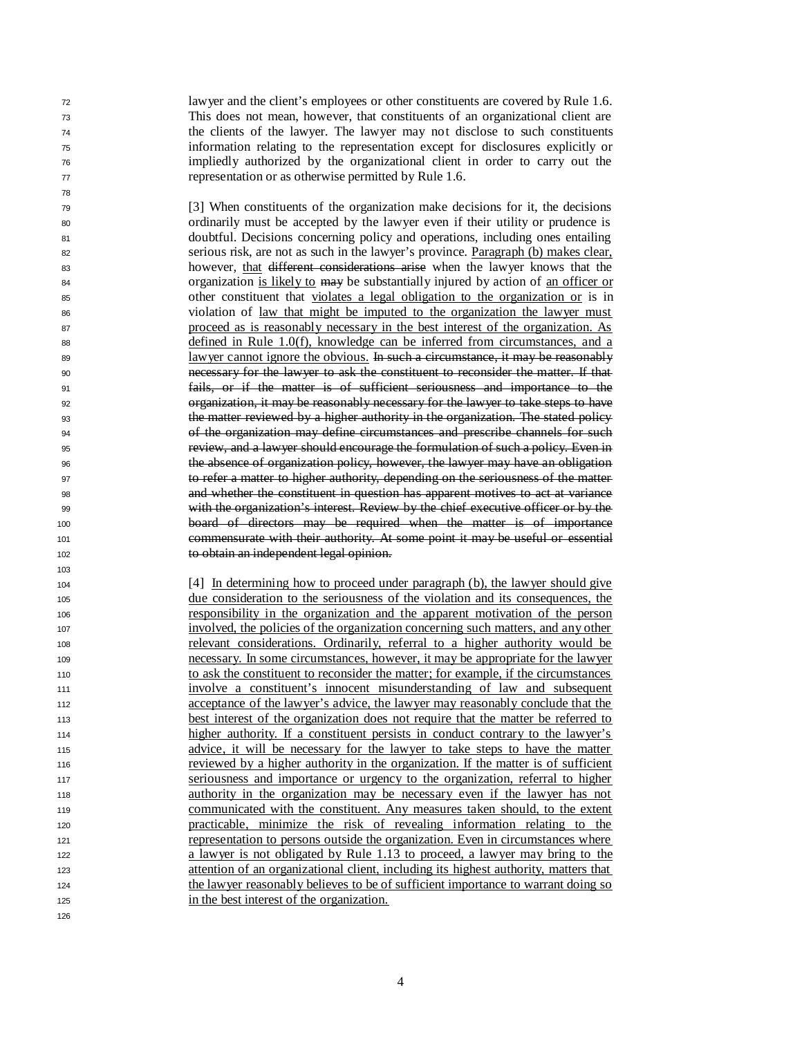lawyer and the client's employees or other constituents are covered by Rule 1.6. This does not mean, however, that constituents of an organizational client are the clients of the lawyer. The lawyer may not disclose to such constituents information relating to the representation except for disclosures explicitly or impliedly authorized by the organizational client in order to carry out the representation or as otherwise permitted by Rule 1.6.

[3] When constituents of the organization make decisions for it, the decisions ordinarily must be accepted by the lawyer even if their utility or prudence is doubtful. Decisions concerning policy and operations, including ones entailing serious risk, are not as such in the lawyer's province. <u>Paragraph (b) makes clear, however,</u> <u>that</u> ~~different considerations arise~~ when the lawyer knows that the organization <u>is likely to</u> ~~may~~ be substantially injured by action of <u>an officer or</u> other constituent that <u>violates a legal obligation to the organization or</u> is in violation of <u>law that might be imputed to the organization the lawyer must proceed as is reasonably necessary in the best interest of the organization. As defined in Rule 1.0(f), knowledge can be inferred from circumstances, and a lawyer cannot ignore the obvious.</u> ~~In such a circumstance, it may be reasonably necessary for the lawyer to ask the constituent to reconsider the matter. If that fails, or if the matter is of sufficient seriousness and importance to the organization, it may be reasonably necessary for the lawyer to take steps to have the matter reviewed by a higher authority in the organization. The stated policy of the organization may define circumstances and prescribe channels for such review, and a lawyer should encourage the formulation of such a policy. Even in the absence of organization policy, however, the lawyer may have an obligation to refer a matter to higher authority, depending on the seriousness of the matter and whether the constituent in question has apparent motives to act at variance with the organization's interest. Review by the chief executive officer or by the board of directors may be required when the matter is of importance commensurate with their authority. At some point it may be useful or essential to obtain an independent legal opinion.~~

[4] <u>In determining how to proceed under paragraph (b), the lawyer should give due consideration to the seriousness of the violation and its consequences, the responsibility in the organization and the apparent motivation of the person involved, the policies of the organization concerning such matters, and any other relevant considerations. Ordinarily, referral to a higher authority would be necessary. In some circumstances, however, it may be appropriate for the lawyer to ask the constituent to reconsider the matter; for example, if the circumstances involve a constituent's innocent misunderstanding of law and subsequent acceptance of the lawyer's advice, the lawyer may reasonably conclude that the best interest of the organization does not require that the matter be referred to higher authority. If a constituent persists in conduct contrary to the lawyer's advice, it will be necessary for the lawyer to take steps to have the matter reviewed by a higher authority in the organization. If the matter is of sufficient seriousness and importance or urgency to the organization, referral to higher authority in the organization may be necessary even if the lawyer has not communicated with the constituent. Any measures taken should, to the extent practicable, minimize the risk of revealing information relating to the representation to persons outside the organization. Even in circumstances where a lawyer is not obligated by Rule 1.13 to proceed, a lawyer may bring to the attention of an organizational client, including its highest authority, matters that the lawyer reasonably believes to be of sufficient importance to warrant doing so in the best interest of the organization.</u>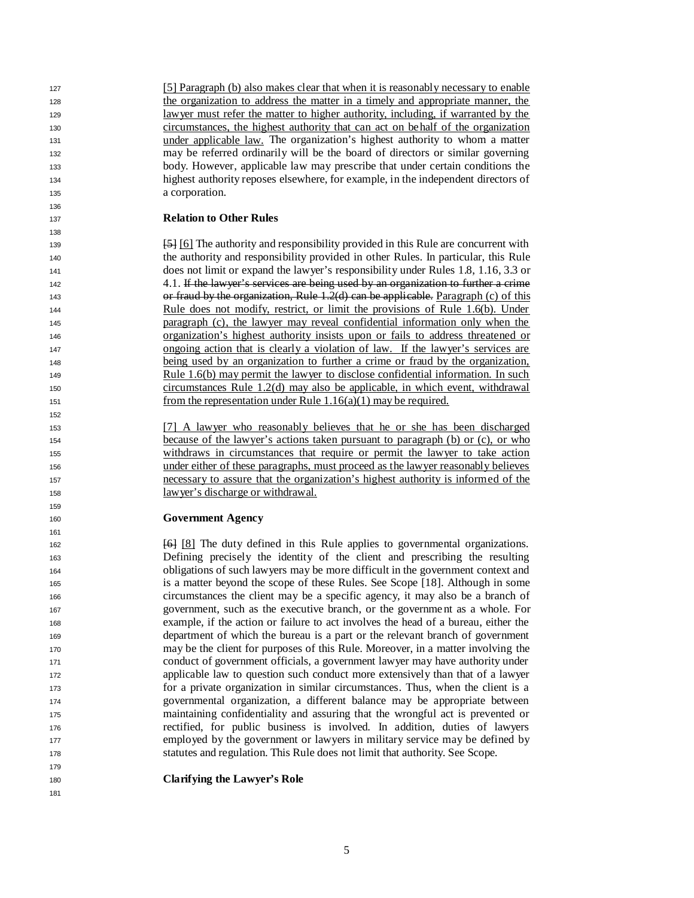[5] Paragraph (b) also makes clear that when it is reasonably necessary to enable the organization to address the matter in a timely and appropriate manner, the lawyer must refer the matter to higher authority, including, if warranted by the circumstances, the highest authority that can act on behalf of the organization under applicable law. The organization's highest authority to whom a matter may be referred ordinarily will be the board of directors or similar governing body. However, applicable law may prescribe that under certain conditions the highest authority reposes elsewhere, for example, in the independent directors of a corporation.

**Relation to Other Rules**

~~[5]~~ [6] The authority and responsibility provided in this Rule are concurrent with the authority and responsibility provided in other Rules. In particular, this Rule does not limit or expand the lawyer's responsibility under Rules 1.8, 1.16, 3.3 or 4.1. ~~If the lawyer's services are being used by an organization to further a crime or fraud by the organization, Rule 1.2(d) can be applicable.~~ Paragraph (c) of this Rule does not modify, restrict, or limit the provisions of Rule 1.6(b). Under paragraph (c), the lawyer may reveal confidential information only when the organization's highest authority insists upon or fails to address threatened or ongoing action that is clearly a violation of law. If the lawyer's services are being used by an organization to further a crime or fraud by the organization, Rule 1.6(b) may permit the lawyer to disclose confidential information. In such circumstances Rule 1.2(d) may also be applicable, in which event, withdrawal from the representation under Rule 1.16(a)(1) may be required.

[7] A lawyer who reasonably believes that he or she has been discharged because of the lawyer's actions taken pursuant to paragraph (b) or (c), or who withdraws in circumstances that require or permit the lawyer to take action under either of these paragraphs, must proceed as the lawyer reasonably believes necessary to assure that the organization's highest authority is informed of the lawyer's discharge or withdrawal.

**Government Agency**

~~[6]~~ [8] The duty defined in this Rule applies to governmental organizations. Defining precisely the identity of the client and prescribing the resulting obligations of such lawyers may be more difficult in the government context and is a matter beyond the scope of these Rules. See Scope [18]. Although in some circumstances the client may be a specific agency, it may also be a branch of government, such as the executive branch, or the government as a whole. For example, if the action or failure to act involves the head of a bureau, either the department of which the bureau is a part or the relevant branch of government may be the client for purposes of this Rule. Moreover, in a matter involving the conduct of government officials, a government lawyer may have authority under applicable law to question such conduct more extensively than that of a lawyer for a private organization in similar circumstances. Thus, when the client is a governmental organization, a different balance may be appropriate between maintaining confidentiality and assuring that the wrongful act is prevented or rectified, for public business is involved. In addition, duties of lawyers employed by the government or lawyers in military service may be defined by statutes and regulation. This Rule does not limit that authority. See Scope.

**Clarifying the Lawyer's Role**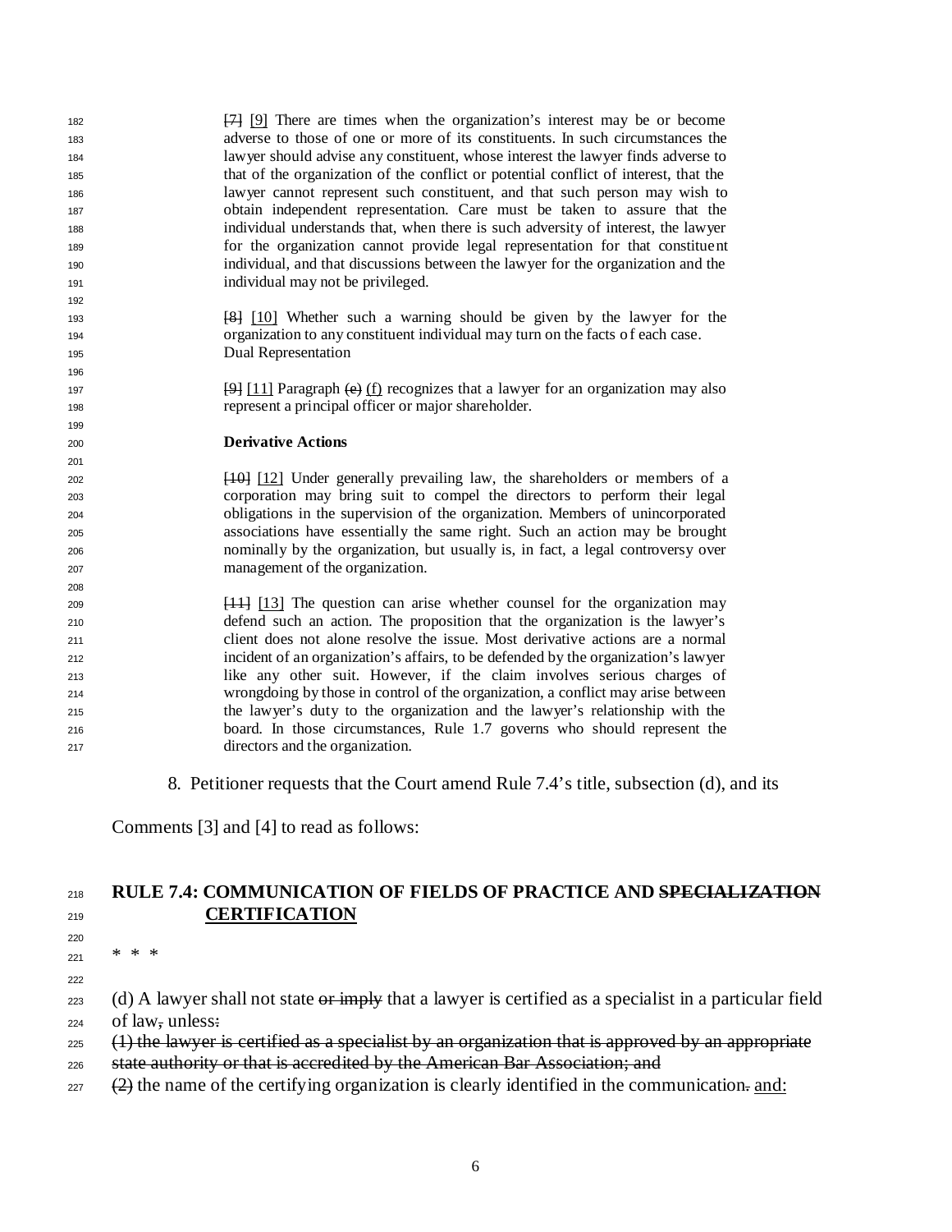~~[7]~~ [9] There are times when the organization's interest may be or become adverse to those of one or more of its constituents. In such circumstances the lawyer should advise any constituent, whose interest the lawyer finds adverse to that of the organization of the conflict or potential conflict of interest, that the lawyer cannot represent such constituent, and that such person may wish to obtain independent representation. Care must be taken to assure that the individual understands that, when there is such adversity of interest, the lawyer for the organization cannot provide legal representation for that constituent individual, and that discussions between the lawyer for the organization and the individual may not be privileged.

~~[8]~~ [10] Whether such a warning should be given by the lawyer for the organization to any constituent individual may turn on the facts of each case.

Dual Representation

~~[9]~~ [11] Paragraph ~~(e)~~ (f) recognizes that a lawyer for an organization may also represent a principal officer or major shareholder.

**Derivative Actions**

~~[10]~~ [12] Under generally prevailing law, the shareholders or members of a corporation may bring suit to compel the directors to perform their legal obligations in the supervision of the organization. Members of unincorporated associations have essentially the same right. Such an action may be brought nominally by the organization, but usually is, in fact, a legal controversy over management of the organization.

~~[11]~~ [13] The question can arise whether counsel for the organization may defend such an action. The proposition that the organization is the lawyer's client does not alone resolve the issue. Most derivative actions are a normal incident of an organization's affairs, to be defended by the organization's lawyer like any other suit. However, if the claim involves serious charges of wrongdoing by those in control of the organization, a conflict may arise between the lawyer's duty to the organization and the lawyer's relationship with the board. In those circumstances, Rule 1.7 governs who should represent the directors and the organization.

8. Petitioner requests that the Court amend Rule 7.4's title, subsection (d), and its Comments [3] and [4] to read as follows:

**RULE 7.4: COMMUNICATION OF FIELDS OF PRACTICE AND ~~SPECIALIZATION~~ CERTIFICATION**

\* \* \*

(d) A lawyer shall not state ~~or imply~~ that a lawyer is certified as a specialist in a particular field of law~~,~~ unless~~:~~

~~(1) the lawyer is certified as a specialist by an organization that is approved by an appropriate state authority or that is accredited by the American Bar Association; and~~

~~(2)~~ the name of the certifying organization is clearly identified in the communication~~.~~ and: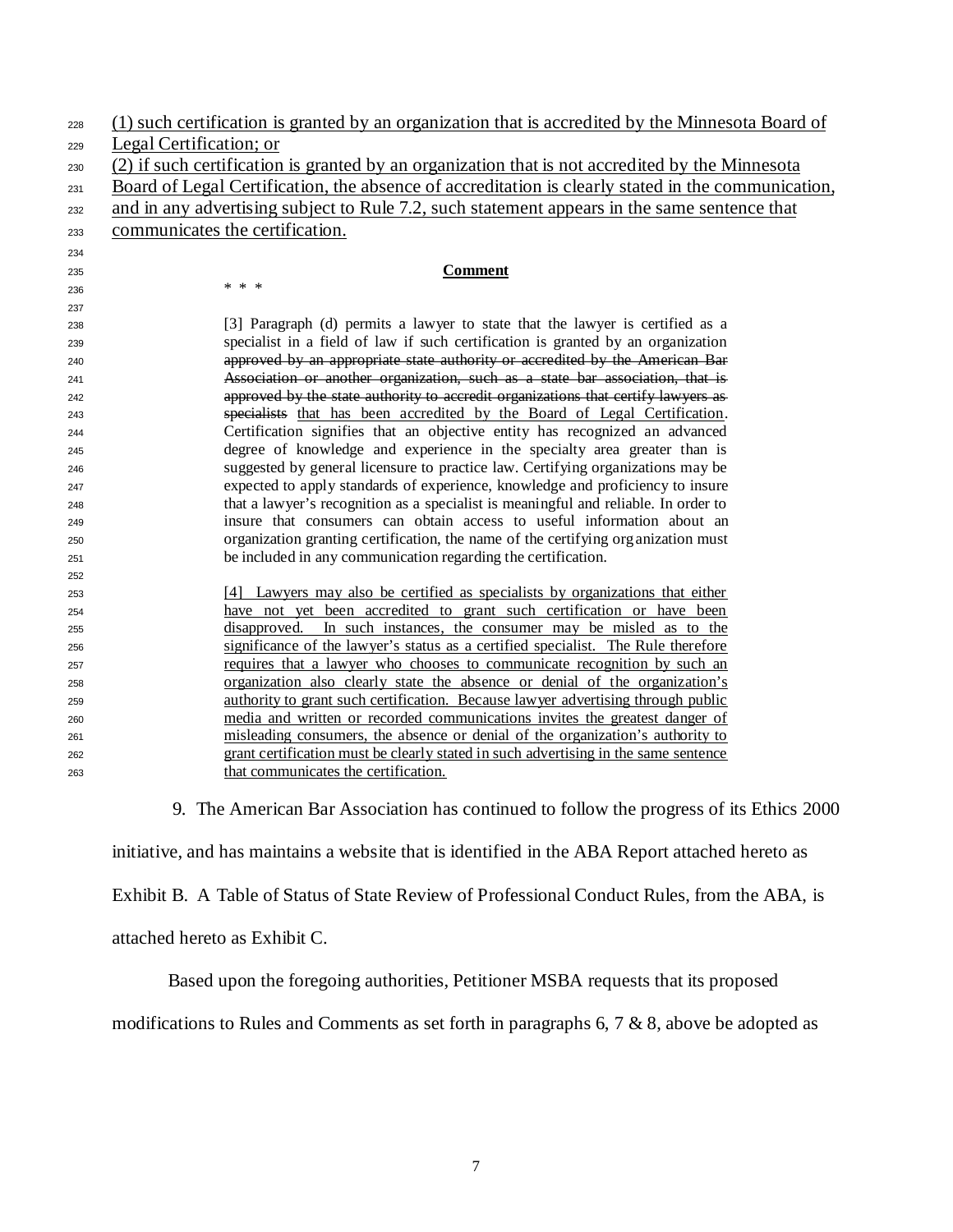<u>(1) such certification is granted by an organization that is accredited by the Minnesota Board of Legal Certification; or</u>

<u>(2) if such certification is granted by an organization that is not accredited by the Minnesota Board of Legal Certification, the absence of accreditation is clearly stated in the communication, and in any advertising subject to Rule 7.2, such statement appears in the same sentence that communicates the certification.</u>

**<u>Comment</u>**

\* \* \*

[3] Paragraph (d) permits a lawyer to state that the lawyer is certified as a specialist in a field of law if such certification is granted by an organization ~~approved by an appropriate state authority or accredited by the American Bar Association or another organization, such as a state bar association, that is approved by the state authority to accredit organizations that certify lawyers as specialists~~ <u>that has been accredited by the Board of Legal Certification</u>. Certification signifies that an objective entity has recognized an advanced degree of knowledge and experience in the specialty area greater than is suggested by general licensure to practice law. Certifying organizations may be expected to apply standards of experience, knowledge and proficiency to insure that a lawyer's recognition as a specialist is meaningful and reliable. In order to insure that consumers can obtain access to useful information about an organization granting certification, the name of the certifying organization must be included in any communication regarding the certification.

<u>[4] Lawyers may also be certified as specialists by organizations that either have not yet been accredited to grant such certification or have been disapproved. In such instances, the consumer may be misled as to the significance of the lawyer's status as a certified specialist. The Rule therefore requires that a lawyer who chooses to communicate recognition by such an organization also clearly state the absence or denial of the organization's authority to grant such certification. Because lawyer advertising through public media and written or recorded communications invites the greatest danger of misleading consumers, the absence or denial of the organization's authority to grant certification must be clearly stated in such advertising in the same sentence that communicates the certification.</u>

9. The American Bar Association has continued to follow the progress of its Ethics 2000 initiative, and has maintains a website that is identified in the ABA Report attached hereto as Exhibit B. A Table of Status of State Review of Professional Conduct Rules, from the ABA, is attached hereto as Exhibit C.

Based upon the foregoing authorities, Petitioner MSBA requests that its proposed modifications to Rules and Comments as set forth in paragraphs 6, 7 & 8, above be adopted as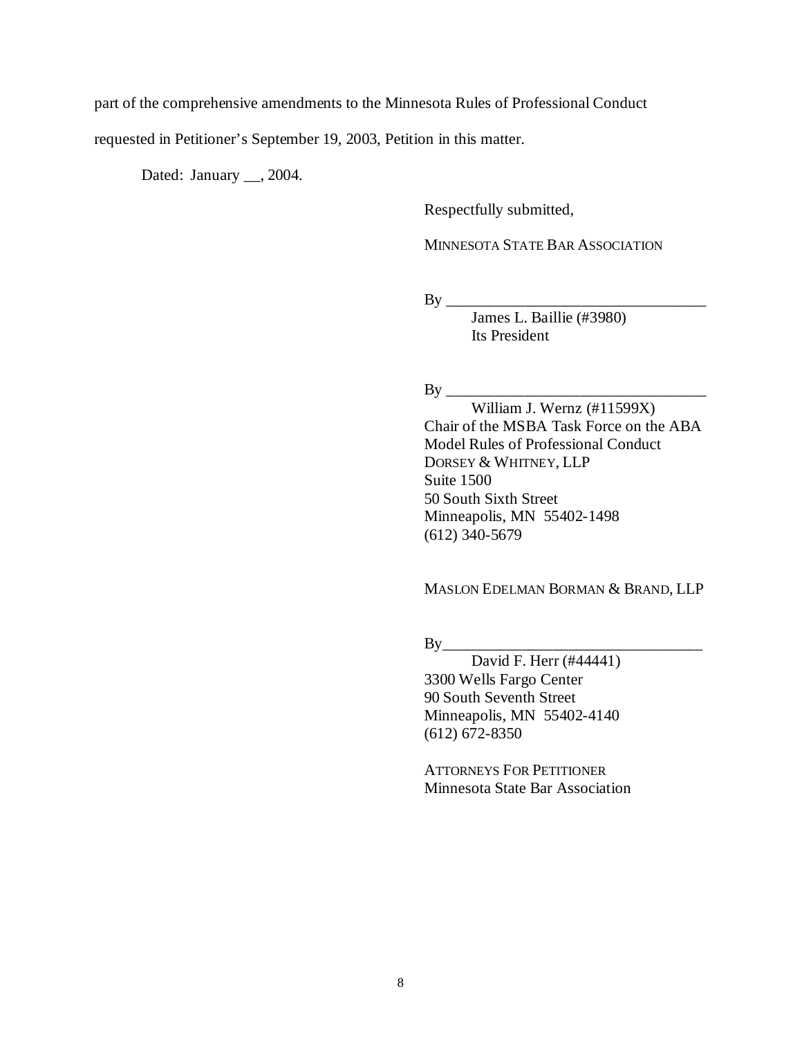part of the comprehensive amendments to the Minnesota Rules of Professional Conduct requested in Petitioner's September 19, 2003, Petition in this matter.

Dated: January __, 2004.

Respectfully submitted,

MINNESOTA STATE BAR ASSOCIATION

By ________________________________
James L. Baillie (#3980)
Its President

By ________________________________
William J. Wernz (#11599X)
Chair of the MSBA Task Force on the ABA Model Rules of Professional Conduct
DORSEY & WHITNEY, LLP
Suite 1500
50 South Sixth Street
Minneapolis, MN 55402-1498
(612) 340-5679

MASLON EDELMAN BORMAN & BRAND, LLP

By________________________________
David F. Herr (#44441)
3300 Wells Fargo Center
90 South Seventh Street
Minneapolis, MN 55402-4140
(612) 672-8350

ATTORNEYS FOR PETITIONER
Minnesota State Bar Association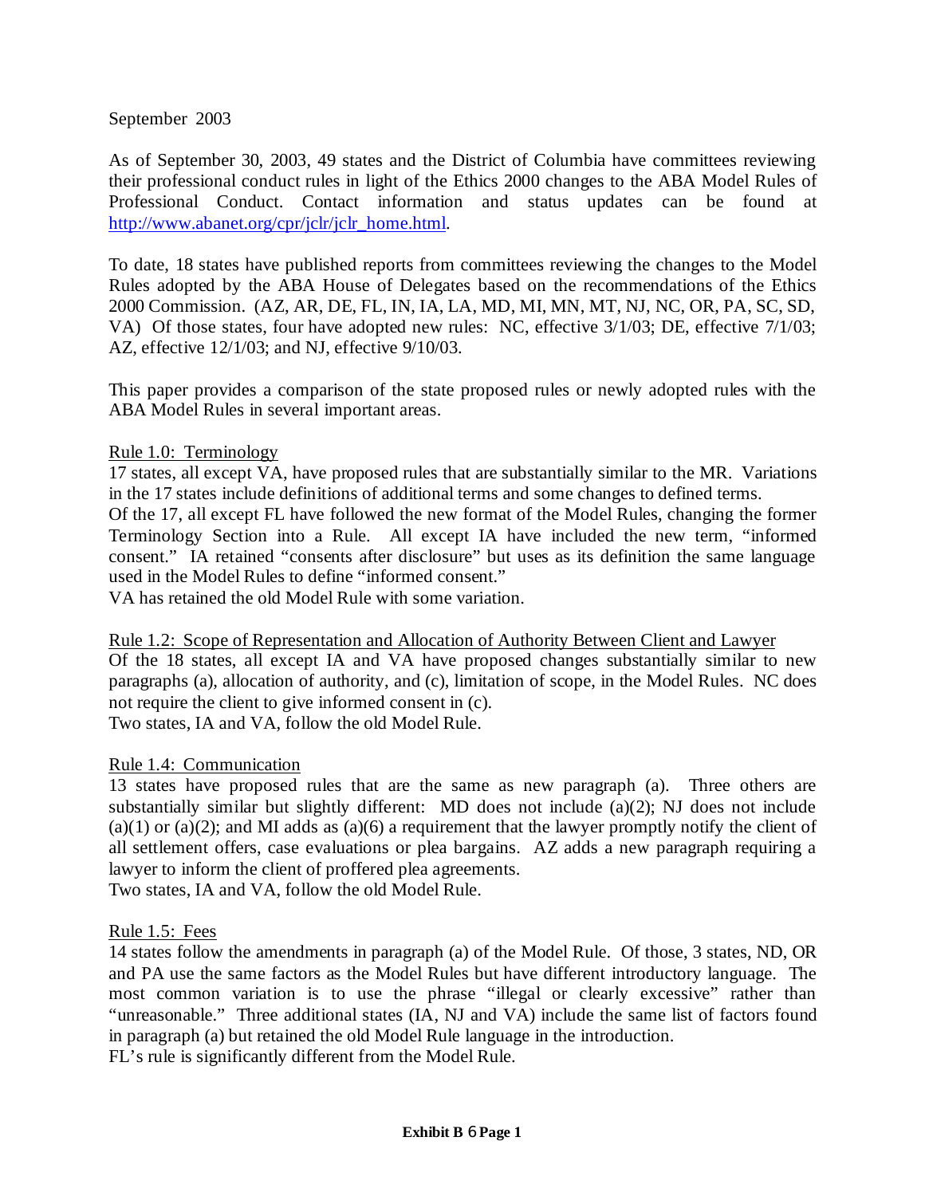September 2003

As of September 30, 2003, 49 states and the District of Columbia have committees reviewing their professional conduct rules in light of the Ethics 2000 changes to the ABA Model Rules of Professional Conduct. Contact information and status updates can be found at [http://www.abanet.org/cpr/jclr/jclr_home.html](http://www.abanet.org/cpr/jclr/jclr_home.html).

To date, 18 states have published reports from committees reviewing the changes to the Model Rules adopted by the ABA House of Delegates based on the recommendations of the Ethics 2000 Commission. (AZ, AR, DE, FL, IN, IA, LA, MD, MI, MN, MT, NJ, NC, OR, PA, SC, SD, VA) Of those states, four have adopted new rules: NC, effective 3/1/03; DE, effective 7/1/03; AZ, effective 12/1/03; and NJ, effective 9/10/03.

This paper provides a comparison of the state proposed rules or newly adopted rules with the ABA Model Rules in several important areas.

Rule 1.0: Terminology

17 states, all except VA, have proposed rules that are substantially similar to the MR. Variations in the 17 states include definitions of additional terms and some changes to defined terms.

Of the 17, all except FL have followed the new format of the Model Rules, changing the former Terminology Section into a Rule. All except IA have included the new term, "informed consent." IA retained "consents after disclosure" but uses as its definition the same language used in the Model Rules to define "informed consent."

VA has retained the old Model Rule with some variation.

Rule 1.2: Scope of Representation and Allocation of Authority Between Client and Lawyer

Of the 18 states, all except IA and VA have proposed changes substantially similar to new paragraphs (a), allocation of authority, and (c), limitation of scope, in the Model Rules. NC does not require the client to give informed consent in (c).

Two states, IA and VA, follow the old Model Rule.

Rule 1.4: Communication

13 states have proposed rules that are the same as new paragraph (a). Three others are substantially similar but slightly different: MD does not include (a)(2); NJ does not include (a)(1) or (a)(2); and MI adds as (a)(6) a requirement that the lawyer promptly notify the client of all settlement offers, case evaluations or plea bargains. AZ adds a new paragraph requiring a lawyer to inform the client of proffered plea agreements.

Two states, IA and VA, follow the old Model Rule.

Rule 1.5: Fees

14 states follow the amendments in paragraph (a) of the Model Rule. Of those, 3 states, ND, OR and PA use the same factors as the Model Rules but have different introductory language. The most common variation is to use the phrase "illegal or clearly excessive" rather than "unreasonable." Three additional states (IA, NJ and VA) include the same list of factors found in paragraph (a) but retained the old Model Rule language in the introduction.

FL's rule is significantly different from the Model Rule.

**Exhibit B 6 Page 1**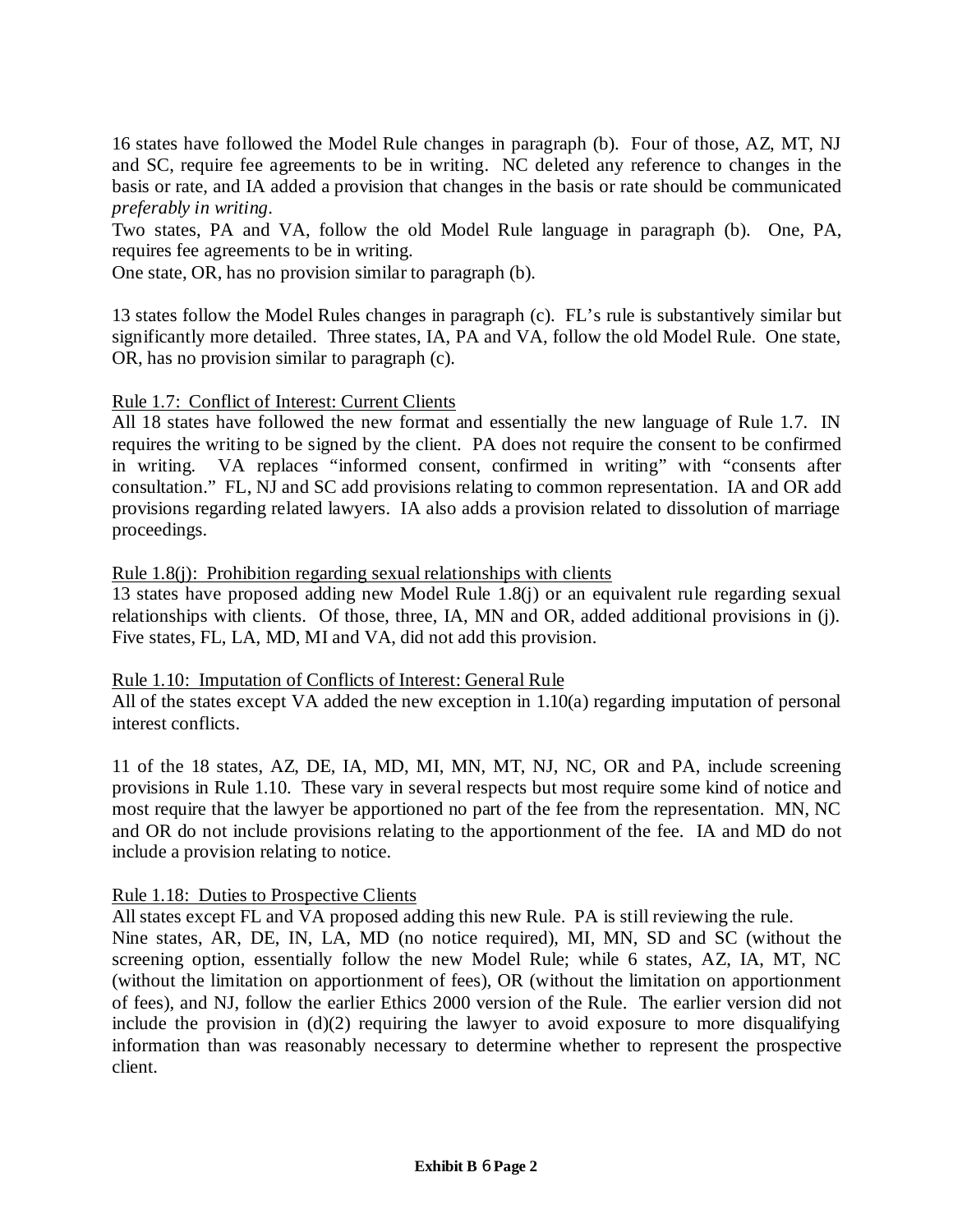16 states have followed the Model Rule changes in paragraph (b). Four of those, AZ, MT, NJ and SC, require fee agreements to be in writing. NC deleted any reference to changes in the basis or rate, and IA added a provision that changes in the basis or rate should be communicated *preferably in writing*.

Two states, PA and VA, follow the old Model Rule language in paragraph (b). One, PA, requires fee agreements to be in writing.

One state, OR, has no provision similar to paragraph (b).

13 states follow the Model Rules changes in paragraph (c). FL's rule is substantively similar but significantly more detailed. Three states, IA, PA and VA, follow the old Model Rule. One state, OR, has no provision similar to paragraph (c).

Rule 1.7: Conflict of Interest: Current Clients

All 18 states have followed the new format and essentially the new language of Rule 1.7. IN requires the writing to be signed by the client. PA does not require the consent to be confirmed in writing. VA replaces "informed consent, confirmed in writing" with "consents after consultation." FL, NJ and SC add provisions relating to common representation. IA and OR add provisions regarding related lawyers. IA also adds a provision related to dissolution of marriage proceedings.

Rule 1.8(j): Prohibition regarding sexual relationships with clients

13 states have proposed adding new Model Rule 1.8(j) or an equivalent rule regarding sexual relationships with clients. Of those, three, IA, MN and OR, added additional provisions in (j). Five states, FL, LA, MD, MI and VA, did not add this provision.

Rule 1.10: Imputation of Conflicts of Interest: General Rule

All of the states except VA added the new exception in 1.10(a) regarding imputation of personal interest conflicts.

11 of the 18 states, AZ, DE, IA, MD, MI, MN, MT, NJ, NC, OR and PA, include screening provisions in Rule 1.10. These vary in several respects but most require some kind of notice and most require that the lawyer be apportioned no part of the fee from the representation. MN, NC and OR do not include provisions relating to the apportionment of the fee. IA and MD do not include a provision relating to notice.

Rule 1.18: Duties to Prospective Clients

All states except FL and VA proposed adding this new Rule. PA is still reviewing the rule.

Nine states, AR, DE, IN, LA, MD (no notice required), MI, MN, SD and SC (without the screening option, essentially follow the new Model Rule; while 6 states, AZ, IA, MT, NC (without the limitation on apportionment of fees), OR (without the limitation on apportionment of fees), and NJ, follow the earlier Ethics 2000 version of the Rule. The earlier version did not include the provision in (d)(2) requiring the lawyer to avoid exposure to more disqualifying information than was reasonably necessary to determine whether to represent the prospective client.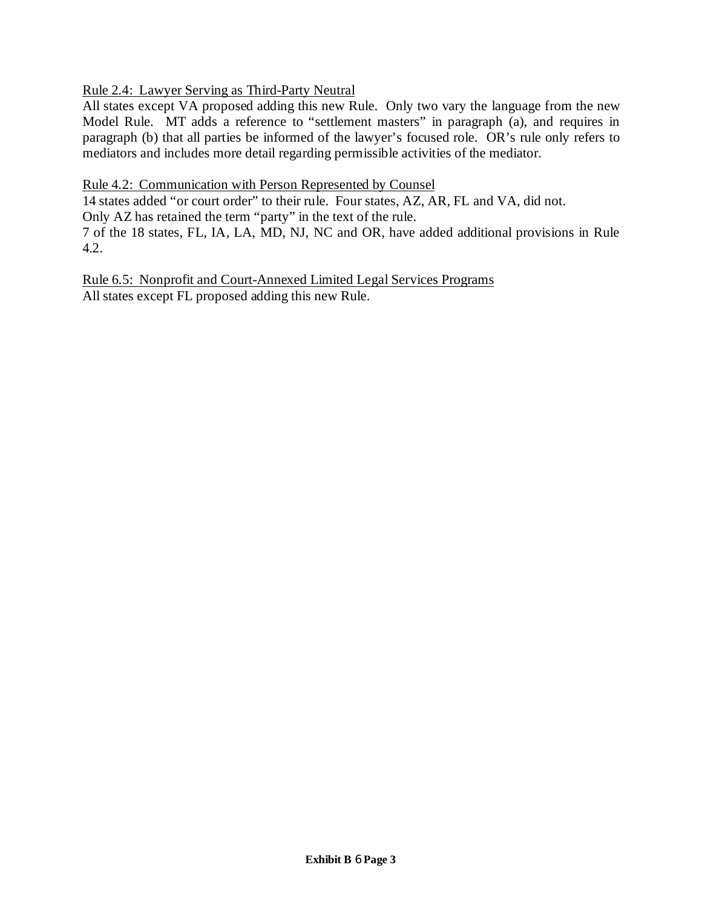Rule 2.4: Lawyer Serving as Third-Party Neutral

All states except VA proposed adding this new Rule. Only two vary the language from the new Model Rule. MT adds a reference to "settlement masters" in paragraph (a), and requires in paragraph (b) that all parties be informed of the lawyer's focused role. OR's rule only refers to mediators and includes more detail regarding permissible activities of the mediator.

Rule 4.2: Communication with Person Represented by Counsel

14 states added "or court order" to their rule. Four states, AZ, AR, FL and VA, did not.
Only AZ has retained the term "party" in the text of the rule.
7 of the 18 states, FL, IA, LA, MD, NJ, NC and OR, have added additional provisions in Rule 4.2.

Rule 6.5: Nonprofit and Court-Annexed Limited Legal Services Programs

All states except FL proposed adding this new Rule.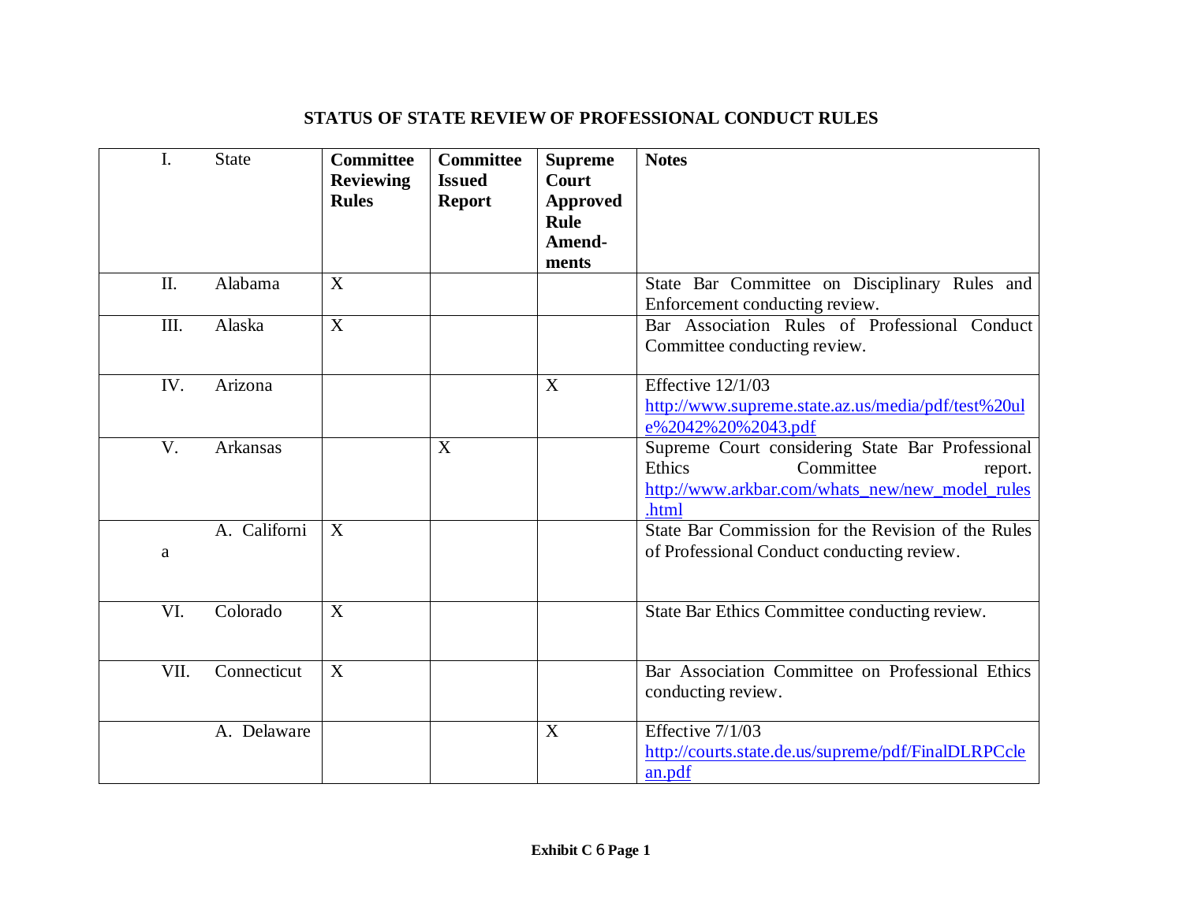# STATUS OF STATE REVIEW OF PROFESSIONAL CONDUCT RULES

| I. | State | **Committee Reviewing Rules** | **Committee Issued Report** | **Supreme Court Approved Rule Amend-ments** | **Notes** |
|---|---|---|---|---|---|
| II. | Alabama | X | | | State Bar Committee on Disciplinary Rules and Enforcement conducting review. |
| III. | Alaska | X | | | Bar Association Rules of Professional Conduct Committee conducting review. |
| IV. | Arizona | | | X | Effective 12/1/03 http://www.supreme.state.az.us/media/pdf/test%20ule%2042%20%2043.pdf |
| V. | Arkansas | | X | | Supreme Court considering State Bar Professional Ethics Committee report. http://www.arkbar.com/whats_new/new_model_rules.html |
| a | A. California | X | | | State Bar Commission for the Revision of the Rules of Professional Conduct conducting review. |
| VI. | Colorado | X | | | State Bar Ethics Committee conducting review. |
| VII. | Connecticut | X | | | Bar Association Committee on Professional Ethics conducting review. |
| | A. Delaware | | | X | Effective 7/1/03 http://courts.state.de.us/supreme/pdf/FinalDLRPCclean.pdf |

**Exhibit C 6 Page 1**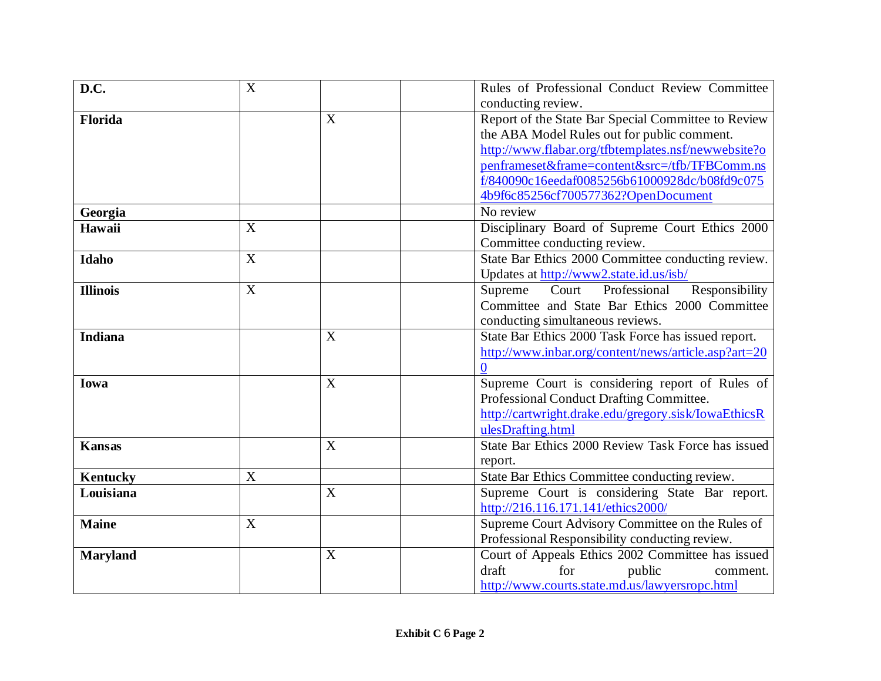| D.C. | X | | | Rules of Professional Conduct Review Committee conducting review. |
|---|---|---|---|---|
| **Florida** | | X | | Report of the State Bar Special Committee to Review the ABA Model Rules out for public comment. http://www.flabar.org/tfbtemplates.nsf/newwebsite?openframeset&frame=content&src=/tfb/TFBComm.nsf/840090c16eedaf0085256b61000928dc/b08fd9c0754b9f6c85256cf700577362?OpenDocument |
| **Georgia** | | | | No review |
| **Hawaii** | X | | | Disciplinary Board of Supreme Court Ethics 2000 Committee conducting review. |
| **Idaho** | X | | | State Bar Ethics 2000 Committee conducting review. Updates at http://www2.state.id.us/isb/ |
| **Illinois** | X | | | Supreme Court Professional Responsibility Committee and State Bar Ethics 2000 Committee conducting simultaneous reviews. |
| **Indiana** | | X | | State Bar Ethics 2000 Task Force has issued report. http://www.inbar.org/content/news/article.asp?art=200 |
| **Iowa** | | X | | Supreme Court is considering report of Rules of Professional Conduct Drafting Committee. http://cartwright.drake.edu/gregory.sisk/IowaEthicsRulesDrafting.html |
| **Kansas** | | X | | State Bar Ethics 2000 Review Task Force has issued report. |
| **Kentucky** | X | | | State Bar Ethics Committee conducting review. |
| **Louisiana** | | X | | Supreme Court is considering State Bar report. http://216.116.171.141/ethics2000/ |
| **Maine** | X | | | Supreme Court Advisory Committee on the Rules of Professional Responsibility conducting review. |
| **Maryland** | | X | | Court of Appeals Ethics 2002 Committee has issued draft for public comment. http://www.courts.state.md.us/lawyersropc.html |

**Exhibit C 6 Page 2**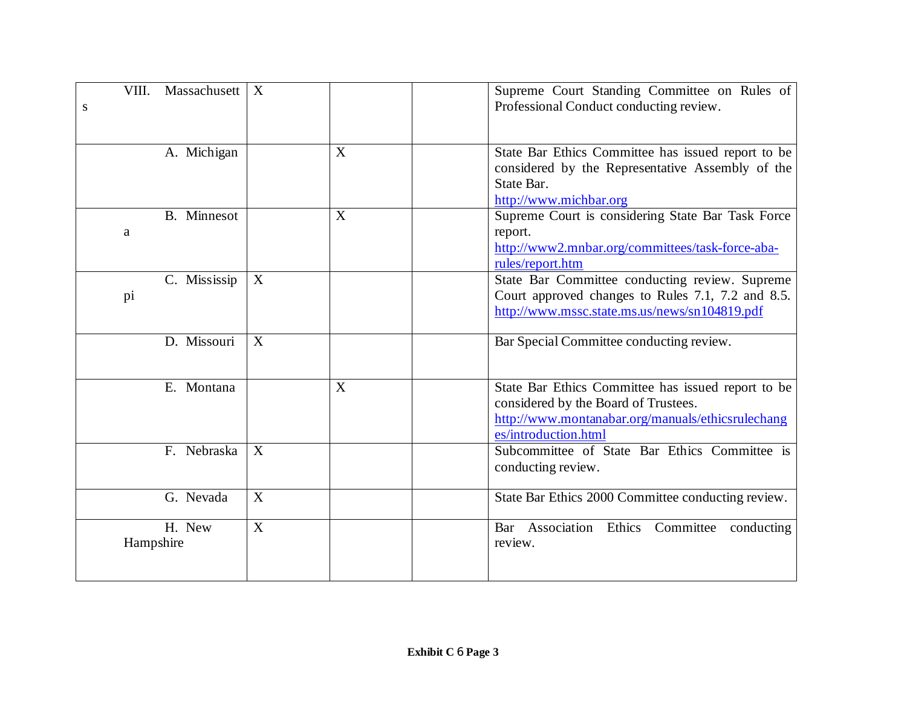| | | | | |
|---|---|---|---|---|
| VIII. Massachusetts | X | | | Supreme Court Standing Committee on Rules of Professional Conduct conducting review. |
| A. Michigan | | X | | State Bar Ethics Committee has issued report to be considered by the Representative Assembly of the State Bar. http://www.michbar.org |
| B. Minnesota | | X | | Supreme Court is considering State Bar Task Force report. http://www2.mnbar.org/committees/task-force-aba-rules/report.htm |
| C. Mississippi | X | | | State Bar Committee conducting review. Supreme Court approved changes to Rules 7.1, 7.2 and 8.5. http://www.mssc.state.ms.us/news/sn104819.pdf |
| D. Missouri | X | | | Bar Special Committee conducting review. |
| E. Montana | | X | | State Bar Ethics Committee has issued report to be considered by the Board of Trustees. http://www.montanabar.org/manuals/ethicsrulechanges/introduction.html |
| F. Nebraska | X | | | Subcommittee of State Bar Ethics Committee is conducting review. |
| G. Nevada | X | | | State Bar Ethics 2000 Committee conducting review. |
| H. New Hampshire | X | | | Bar Association Ethics Committee conducting review. |

**Exhibit C 6 Page 3**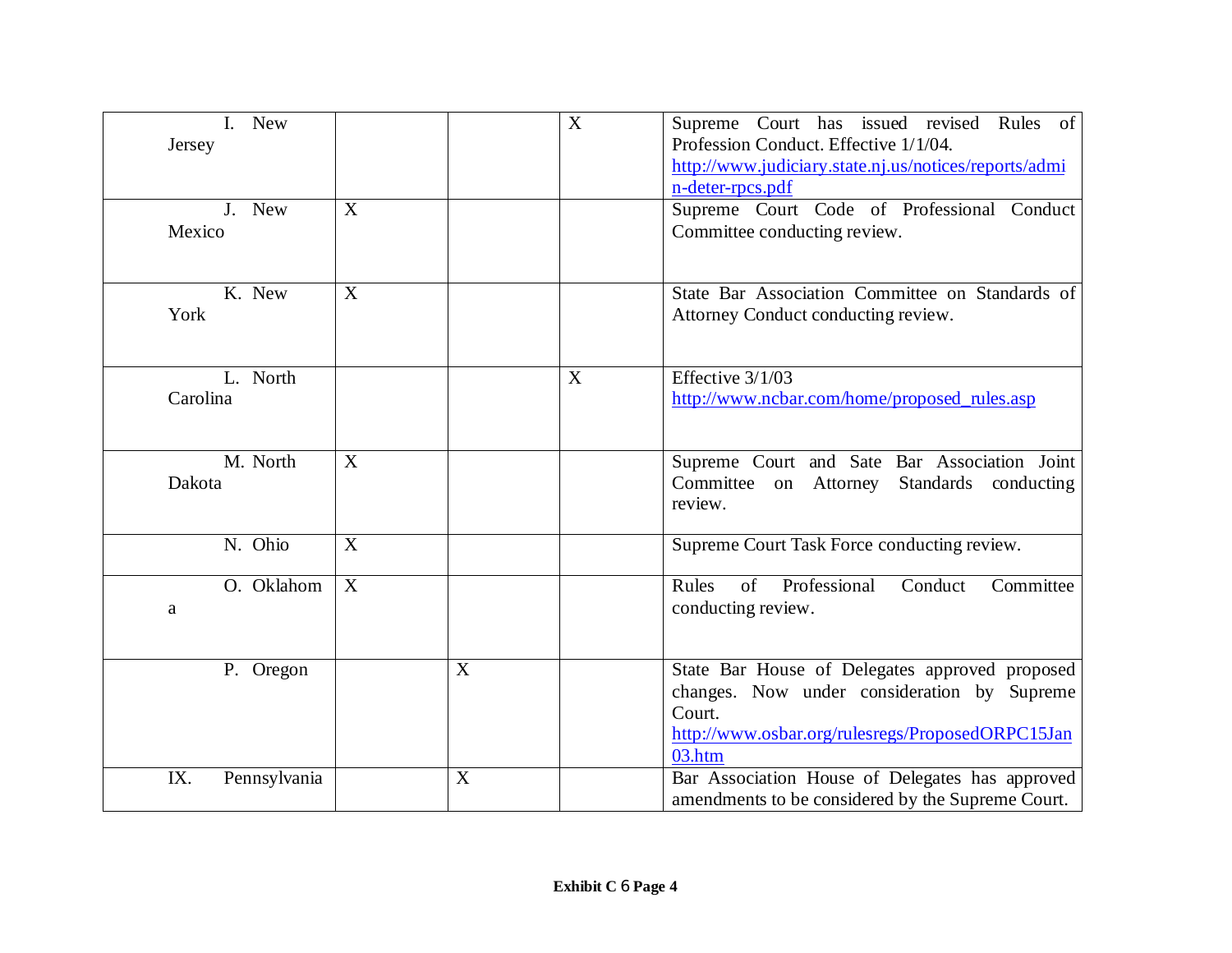| | | | | |
|---|---|---|---|---|
| I. New Jersey | | | X | Supreme Court has issued revised Rules of Profession Conduct. Effective 1/1/04. http://www.judiciary.state.nj.us/notices/reports/admin-deter-rpcs.pdf |
| J. New Mexico | X | | | Supreme Court Code of Professional Conduct Committee conducting review. |
| K. New York | X | | | State Bar Association Committee on Standards of Attorney Conduct conducting review. |
| L. North Carolina | | | X | Effective 3/1/03 http://www.ncbar.com/home/proposed_rules.asp |
| M. North Dakota | X | | | Supreme Court and Sate Bar Association Joint Committee on Attorney Standards conducting review. |
| N. Ohio | X | | | Supreme Court Task Force conducting review. |
| O. Oklahoma | X | | | Rules of Professional Conduct Committee conducting review. |
| P. Oregon | | X | | State Bar House of Delegates approved proposed changes. Now under consideration by Supreme Court. http://www.osbar.org/rulesregs/ProposedORPC15Jan03.htm |
| IX. Pennsylvania | | X | | Bar Association House of Delegates has approved amendments to be considered by the Supreme Court. |

**Exhibit C 6 Page 4**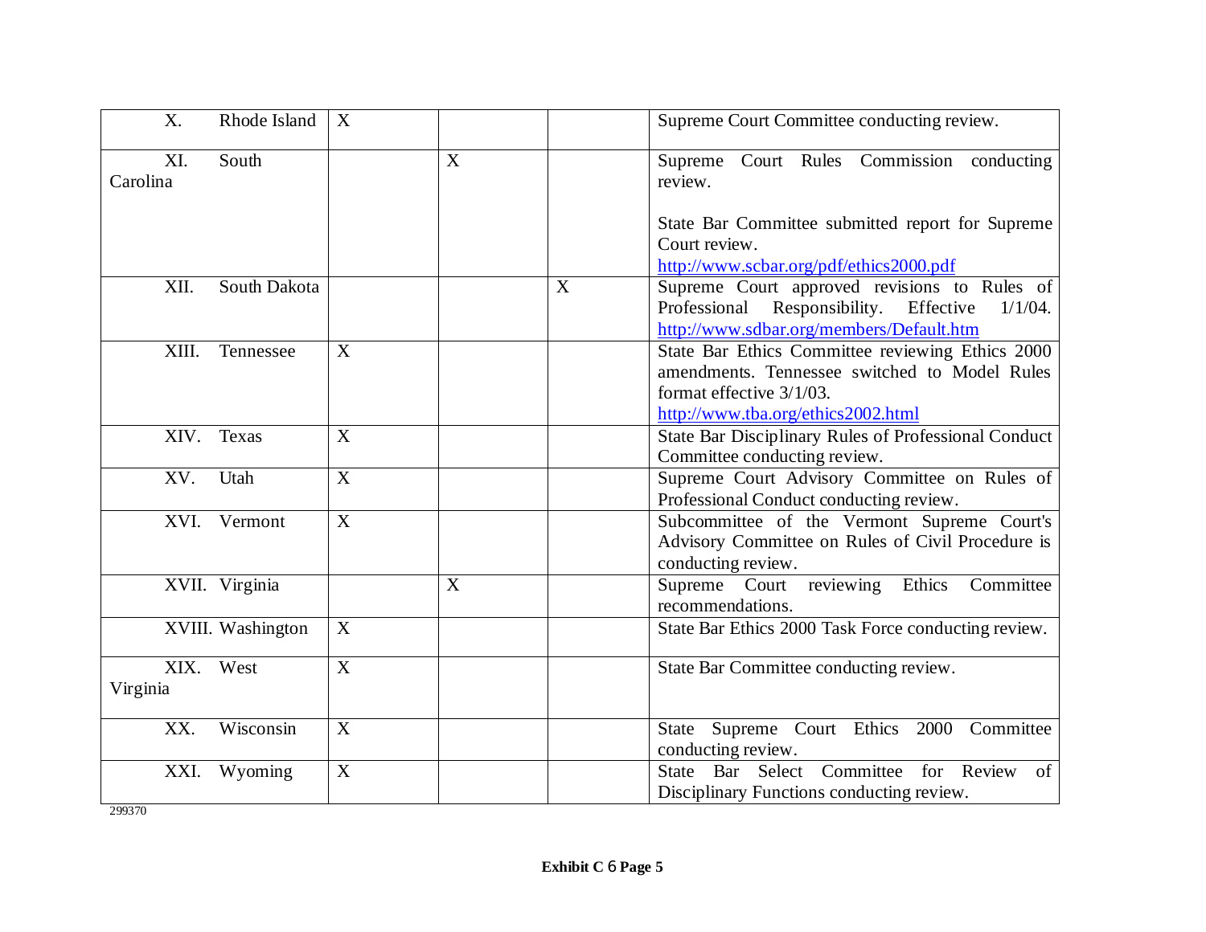| | | | | |
|---|---|---|---|---|
| X. Rhode Island | X | | | Supreme Court Committee conducting review. |
| XI. South Carolina | | X | | Supreme Court Rules Commission conducting review.<br><br>State Bar Committee submitted report for Supreme Court review.<br>http://www.scbar.org/pdf/ethics2000.pdf |
| XII. South Dakota | | | X | Supreme Court approved revisions to Rules of Professional Responsibility. Effective 1/1/04.<br>http://www.sdbar.org/members/Default.htm |
| XIII. Tennessee | X | | | State Bar Ethics Committee reviewing Ethics 2000 amendments. Tennessee switched to Model Rules format effective 3/1/03.<br>http://www.tba.org/ethics2002.html |
| XIV. Texas | X | | | State Bar Disciplinary Rules of Professional Conduct Committee conducting review. |
| XV. Utah | X | | | Supreme Court Advisory Committee on Rules of Professional Conduct conducting review. |
| XVI. Vermont | X | | | Subcommittee of the Vermont Supreme Court's Advisory Committee on Rules of Civil Procedure is conducting review. |
| XVII. Virginia | | X | | Supreme Court reviewing Ethics Committee recommendations. |
| XVIII. Washington | X | | | State Bar Ethics 2000 Task Force conducting review. |
| XIX. West Virginia | X | | | State Bar Committee conducting review. |
| XX. Wisconsin | X | | | State Supreme Court Ethics 2000 Committee conducting review. |
| XXI. Wyoming | X | | | State Bar Select Committee for Review of Disciplinary Functions conducting review. |

299370

**Exhibit C 6 Page 5**